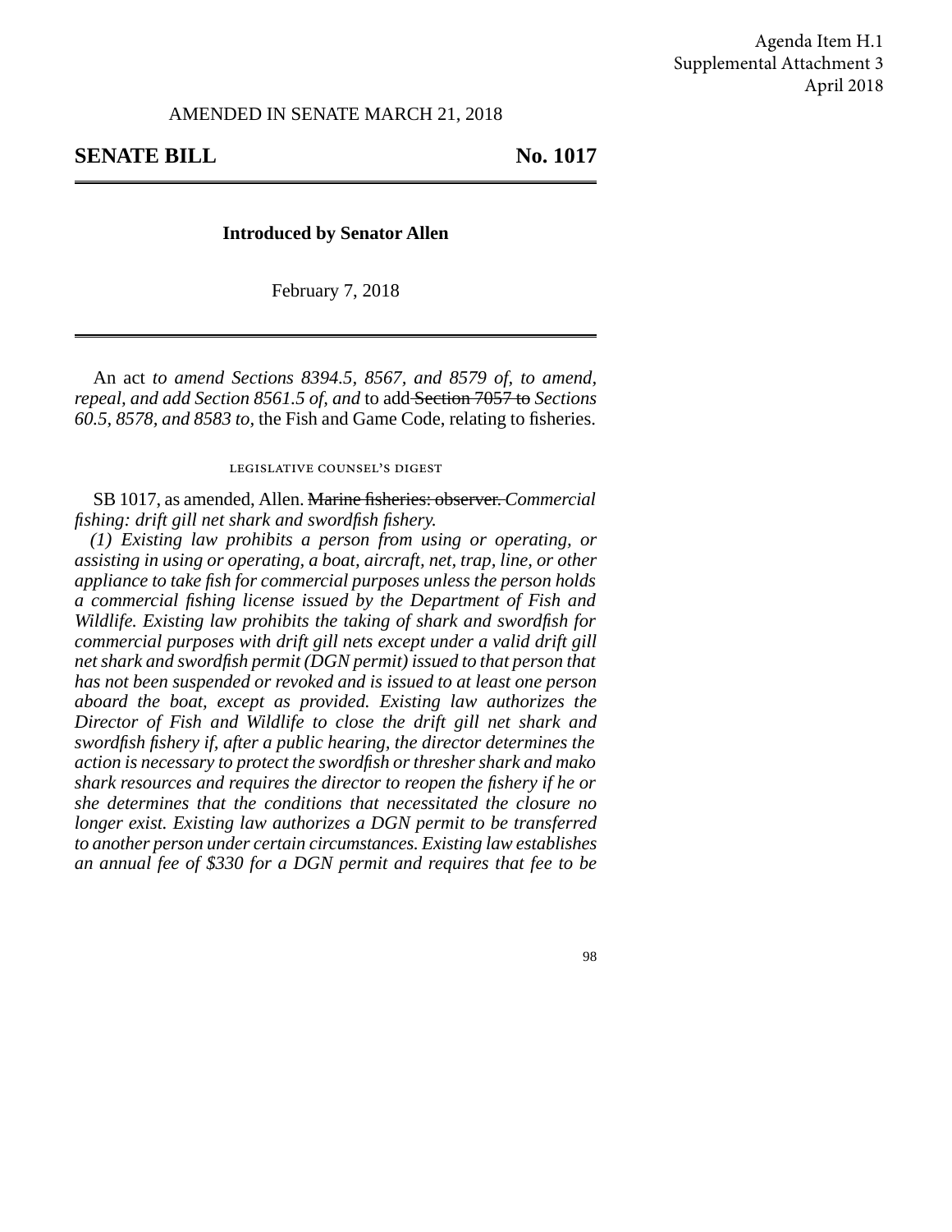Agenda Item H.1
Supplemental Attachment 3
April 2018

AMENDED IN SENATE MARCH 21, 2018

**SENATE BILL No. 1017**

**Introduced by Senator Allen**

February 7, 2018

An act *to amend Sections 8394.5, 8567, and 8579 of, to amend, repeal, and add Section 8561.5 of, and* to add ~~Section 7057 to~~ *Sections 60.5, 8578, and 8583 to,* the Fish and Game Code, relating to fisheries.

LEGISLATIVE COUNSEL'S DIGEST

SB 1017, as amended, Allen. ~~Marine fisheries: observer.~~ *Commercial fishing: drift gill net shark and swordfish fishery.*

*(1) Existing law prohibits a person from using or operating, or assisting in using or operating, a boat, aircraft, net, trap, line, or other appliance to take fish for commercial purposes unless the person holds a commercial fishing license issued by the Department of Fish and Wildlife. Existing law prohibits the taking of shark and swordfish for commercial purposes with drift gill nets except under a valid drift gill net shark and swordfish permit (DGN permit) issued to that person that has not been suspended or revoked and is issued to at least one person aboard the boat, except as provided. Existing law authorizes the Director of Fish and Wildlife to close the drift gill net shark and swordfish fishery if, after a public hearing, the director determines the action is necessary to protect the swordfish or thresher shark and mako shark resources and requires the director to reopen the fishery if he or she determines that the conditions that necessitated the closure no longer exist. Existing law authorizes a DGN permit to be transferred to another person under certain circumstances. Existing law establishes an annual fee of $330 for a DGN permit and requires that fee to be*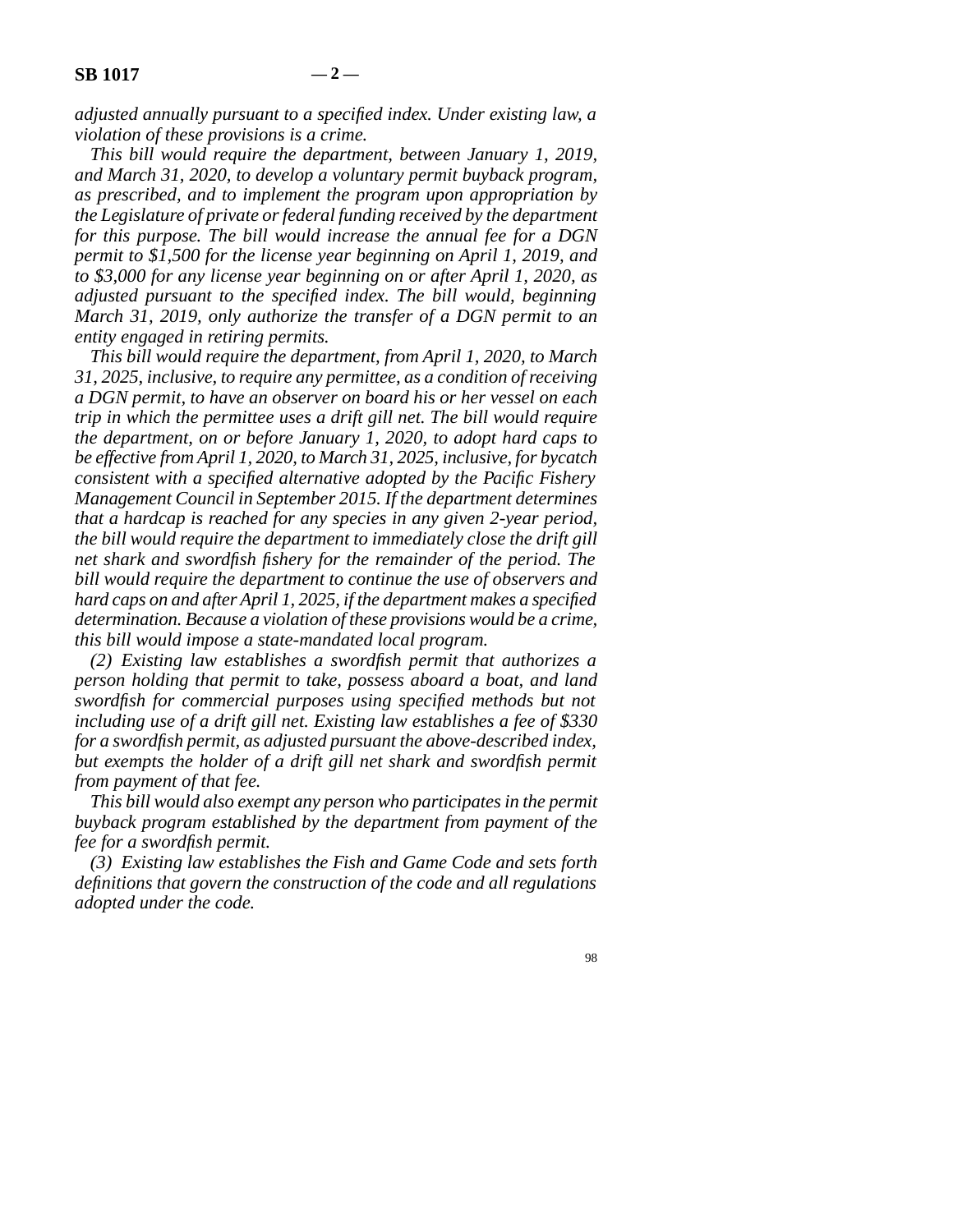*adjusted annually pursuant to a specified index. Under existing law, a violation of these provisions is a crime.*

*This bill would require the department, between January 1, 2019, and March 31, 2020, to develop a voluntary permit buyback program, as prescribed, and to implement the program upon appropriation by the Legislature of private or federal funding received by the department for this purpose. The bill would increase the annual fee for a DGN permit to $1,500 for the license year beginning on April 1, 2019, and to $3,000 for any license year beginning on or after April 1, 2020, as adjusted pursuant to the specified index. The bill would, beginning March 31, 2019, only authorize the transfer of a DGN permit to an entity engaged in retiring permits.*

*This bill would require the department, from April 1, 2020, to March 31, 2025, inclusive, to require any permittee, as a condition of receiving a DGN permit, to have an observer on board his or her vessel on each trip in which the permittee uses a drift gill net. The bill would require the department, on or before January 1, 2020, to adopt hard caps to be effective from April 1, 2020, to March 31, 2025, inclusive, for bycatch consistent with a specified alternative adopted by the Pacific Fishery Management Council in September 2015. If the department determines that a hardcap is reached for any species in any given 2-year period, the bill would require the department to immediately close the drift gill net shark and swordfish fishery for the remainder of the period. The bill would require the department to continue the use of observers and hard caps on and after April 1, 2025, if the department makes a specified determination. Because a violation of these provisions would be a crime, this bill would impose a state-mandated local program.*

*(2) Existing law establishes a swordfish permit that authorizes a person holding that permit to take, possess aboard a boat, and land swordfish for commercial purposes using specified methods but not including use of a drift gill net. Existing law establishes a fee of $330 for a swordfish permit, as adjusted pursuant the above-described index, but exempts the holder of a drift gill net shark and swordfish permit from payment of that fee.*

*This bill would also exempt any person who participates in the permit buyback program established by the department from payment of the fee for a swordfish permit.*

*(3) Existing law establishes the Fish and Game Code and sets forth definitions that govern the construction of the code and all regulations adopted under the code.*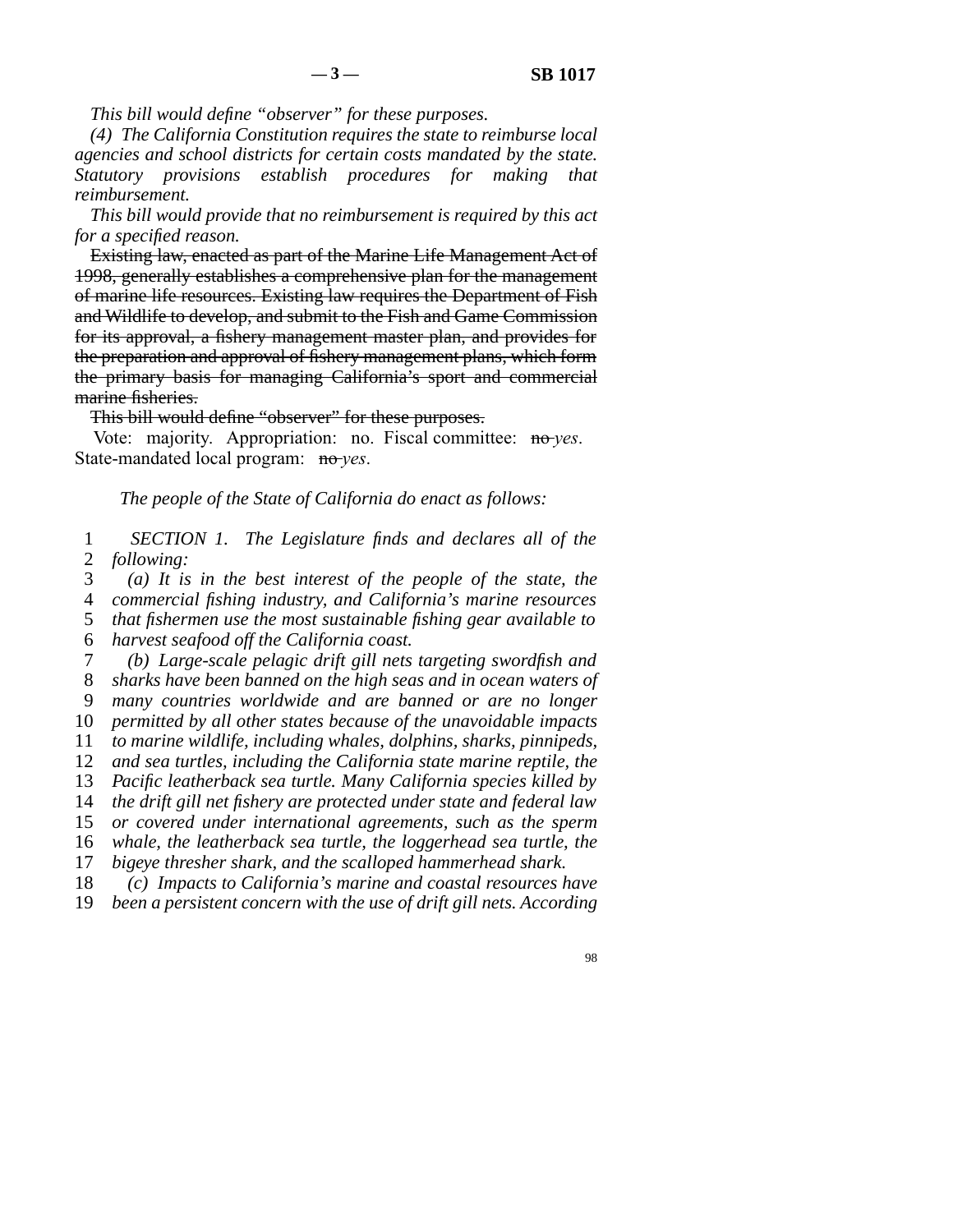*This bill would define "observer" for these purposes.*

*(4) The California Constitution requires the state to reimburse local agencies and school districts for certain costs mandated by the state. Statutory provisions establish procedures for making that reimbursement.*

*This bill would provide that no reimbursement is required by this act for a specified reason.*

~~Existing law, enacted as part of the Marine Life Management Act of 1998, generally establishes a comprehensive plan for the management of marine life resources. Existing law requires the Department of Fish and Wildlife to develop, and submit to the Fish and Game Commission for its approval, a fishery management master plan, and provides for the preparation and approval of fishery management plans, which form the primary basis for managing California's sport and commercial marine fisheries.~~

~~This bill would define "observer" for these purposes.~~

Vote: majority. Appropriation: no. Fiscal committee: ~~no~~ *yes*. State-mandated local program: ~~no~~ *yes*.

*The people of the State of California do enact as follows:*

1 *SECTION 1. The Legislature finds and declares all of the*
2 *following:*
3 *(a) It is in the best interest of the people of the state, the*
4 *commercial fishing industry, and California's marine resources*
5 *that fishermen use the most sustainable fishing gear available to*
6 *harvest seafood off the California coast.*
7 *(b) Large-scale pelagic drift gill nets targeting swordfish and*
8 *sharks have been banned on the high seas and in ocean waters of*
9 *many countries worldwide and are banned or are no longer*
10 *permitted by all other states because of the unavoidable impacts*
11 *to marine wildlife, including whales, dolphins, sharks, pinnipeds,*
12 *and sea turtles, including the California state marine reptile, the*
13 *Pacific leatherback sea turtle. Many California species killed by*
14 *the drift gill net fishery are protected under state and federal law*
15 *or covered under international agreements, such as the sperm*
16 *whale, the leatherback sea turtle, the loggerhead sea turtle, the*
17 *bigeye thresher shark, and the scalloped hammerhead shark.*
18 *(c) Impacts to California's marine and coastal resources have*
19 *been a persistent concern with the use of drift gill nets. According*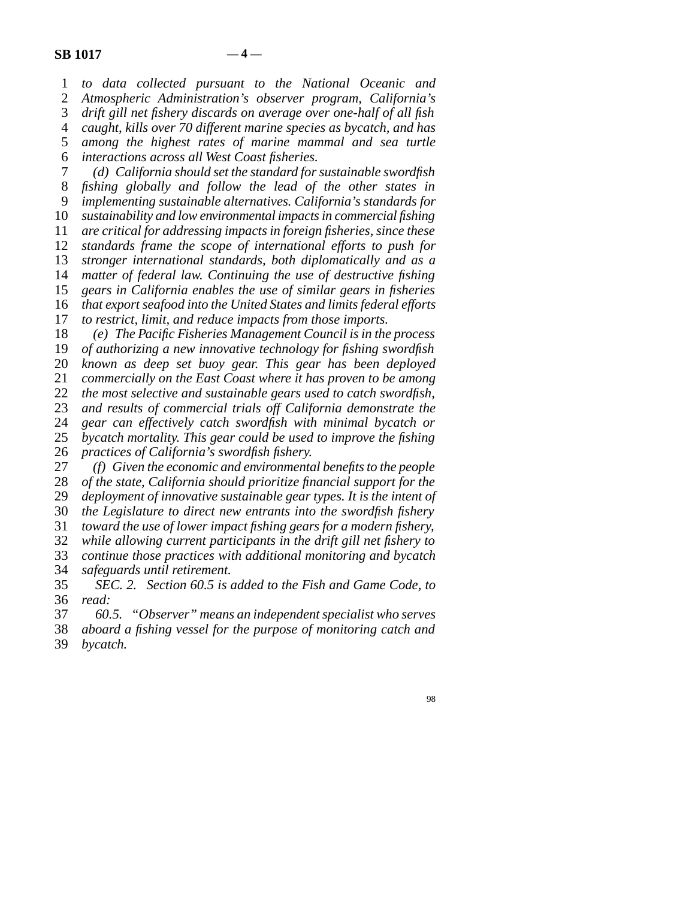*to data collected pursuant to the National Oceanic and Atmospheric Administration's observer program, California's drift gill net fishery discards on average over one-half of all fish caught, kills over 70 different marine species as bycatch, and has among the highest rates of marine mammal and sea turtle interactions across all West Coast fisheries.*

*(d) California should set the standard for sustainable swordfish fishing globally and follow the lead of the other states in implementing sustainable alternatives. California's standards for sustainability and low environmental impacts in commercial fishing are critical for addressing impacts in foreign fisheries, since these standards frame the scope of international efforts to push for stronger international standards, both diplomatically and as a matter of federal law. Continuing the use of destructive fishing gears in California enables the use of similar gears in fisheries that export seafood into the United States and limits federal efforts to restrict, limit, and reduce impacts from those imports.*

*(e) The Pacific Fisheries Management Council is in the process of authorizing a new innovative technology for fishing swordfish known as deep set buoy gear. This gear has been deployed commercially on the East Coast where it has proven to be among the most selective and sustainable gears used to catch swordfish, and results of commercial trials off California demonstrate the gear can effectively catch swordfish with minimal bycatch or bycatch mortality. This gear could be used to improve the fishing practices of California's swordfish fishery.*

*(f) Given the economic and environmental benefits to the people of the state, California should prioritize financial support for the deployment of innovative sustainable gear types. It is the intent of the Legislature to direct new entrants into the swordfish fishery toward the use of lower impact fishing gears for a modern fishery, while allowing current participants in the drift gill net fishery to continue those practices with additional monitoring and bycatch safeguards until retirement.*

*SEC. 2. Section 60.5 is added to the Fish and Game Code, to read:*

*60.5. "Observer" means an independent specialist who serves aboard a fishing vessel for the purpose of monitoring catch and bycatch.*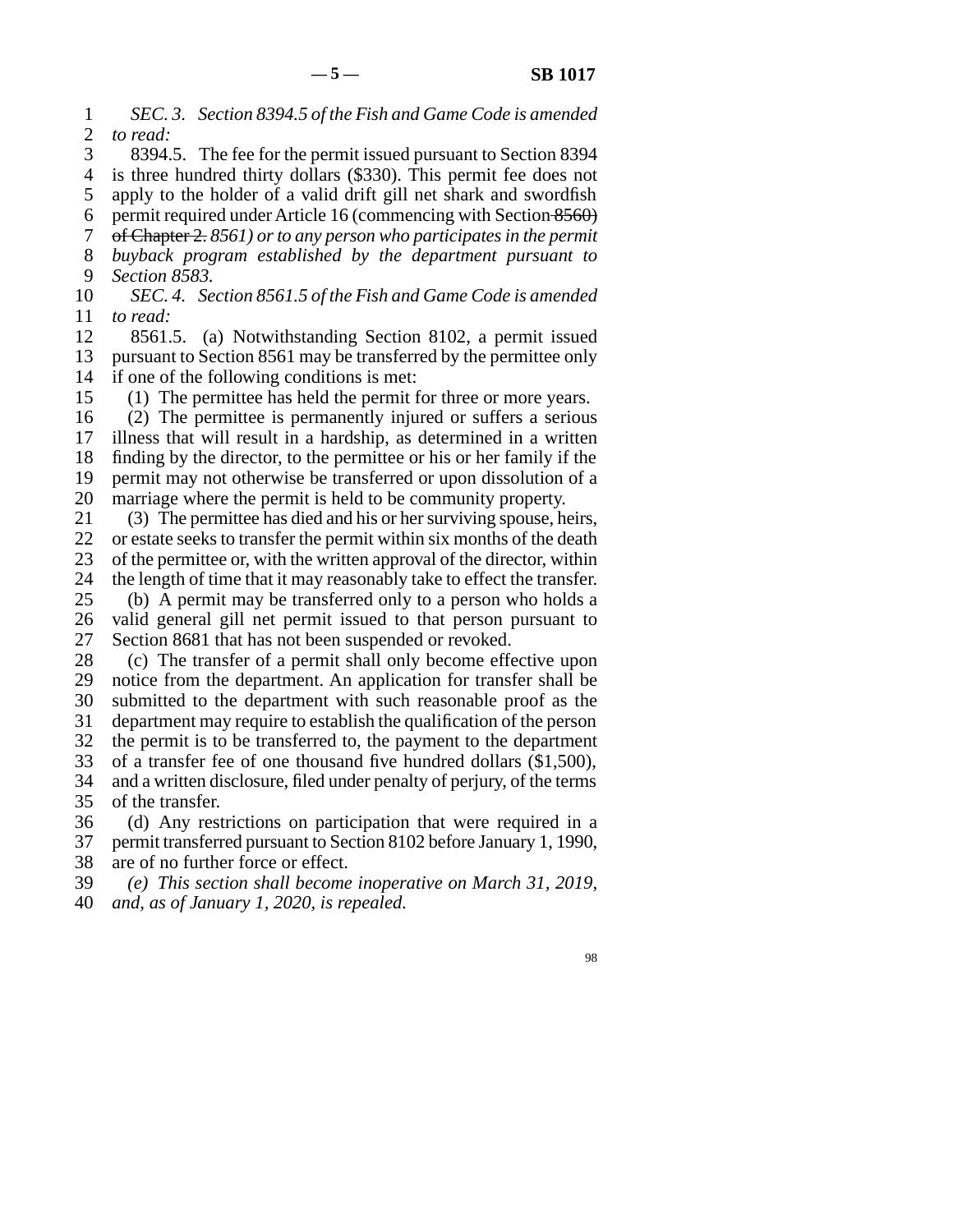*SEC. 3. Section 8394.5 of the Fish and Game Code is amended to read:*

8394.5. The fee for the permit issued pursuant to Section 8394 is three hundred thirty dollars ($330). This permit fee does not apply to the holder of a valid drift gill net shark and swordfish permit required under Article 16 (commencing with Section ~~8560) of Chapter 2.~~ *8561) or to any person who participates in the permit buyback program established by the department pursuant to Section 8583.*

*SEC. 4. Section 8561.5 of the Fish and Game Code is amended to read:*

8561.5. (a) Notwithstanding Section 8102, a permit issued pursuant to Section 8561 may be transferred by the permittee only if one of the following conditions is met:

(1) The permittee has held the permit for three or more years.

(2) The permittee is permanently injured or suffers a serious illness that will result in a hardship, as determined in a written finding by the director, to the permittee or his or her family if the permit may not otherwise be transferred or upon dissolution of a marriage where the permit is held to be community property.

(3) The permittee has died and his or her surviving spouse, heirs, or estate seeks to transfer the permit within six months of the death of the permittee or, with the written approval of the director, within the length of time that it may reasonably take to effect the transfer.

(b) A permit may be transferred only to a person who holds a valid general gill net permit issued to that person pursuant to Section 8681 that has not been suspended or revoked.

(c) The transfer of a permit shall only become effective upon notice from the department. An application for transfer shall be submitted to the department with such reasonable proof as the department may require to establish the qualification of the person the permit is to be transferred to, the payment to the department of a transfer fee of one thousand five hundred dollars ($1,500), and a written disclosure, filed under penalty of perjury, of the terms of the transfer.

(d) Any restrictions on participation that were required in a permit transferred pursuant to Section 8102 before January 1, 1990, are of no further force or effect.

*(e) This section shall become inoperative on March 31, 2019, and, as of January 1, 2020, is repealed.*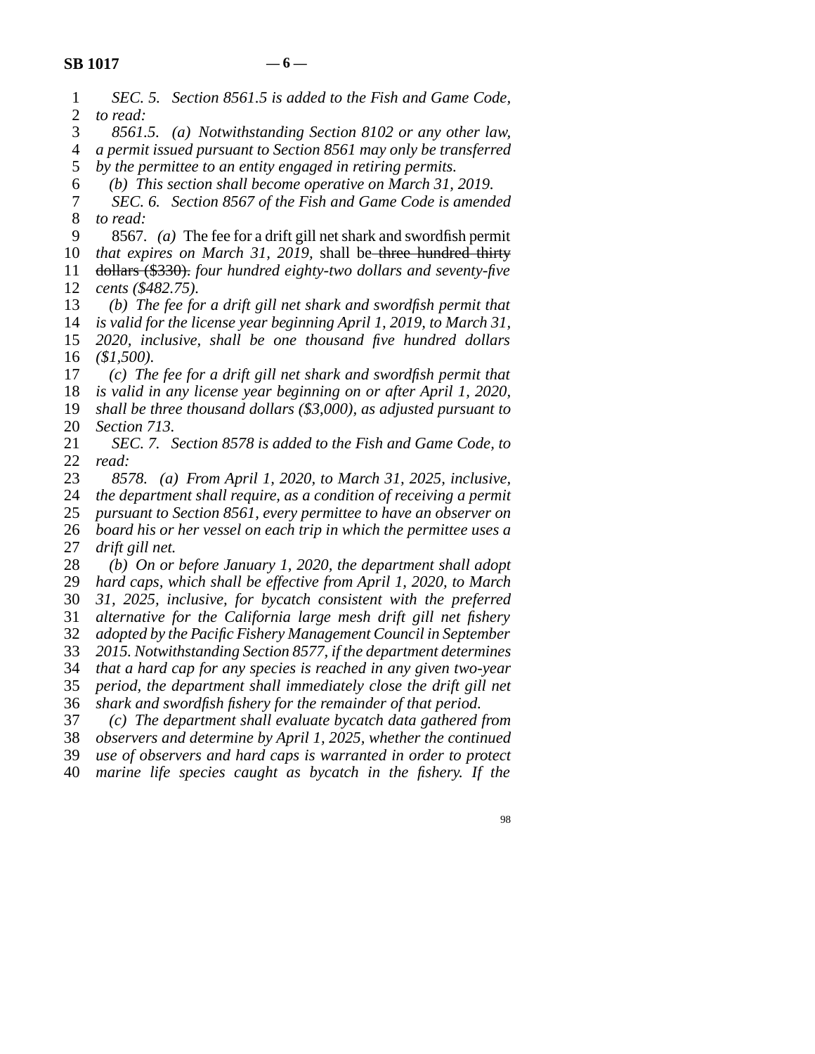*SEC. 5. Section 8561.5 is added to the Fish and Game Code, to read:*

*8561.5. (a) Notwithstanding Section 8102 or any other law, a permit issued pursuant to Section 8561 may only be transferred by the permittee to an entity engaged in retiring permits.*

*(b) This section shall become operative on March 31, 2019.*

*SEC. 6. Section 8567 of the Fish and Game Code is amended to read:*

8567. *(a)* The fee for a drift gill net shark and swordfish permit *that expires on March 31, 2019,* shall be ~~three hundred thirty dollars ($330).~~ *four hundred eighty-two dollars and seventy-five cents ($482.75).*

*(b) The fee for a drift gill net shark and swordfish permit that is valid for the license year beginning April 1, 2019, to March 31, 2020, inclusive, shall be one thousand five hundred dollars ($1,500).*

*(c) The fee for a drift gill net shark and swordfish permit that is valid in any license year beginning on or after April 1, 2020, shall be three thousand dollars ($3,000), as adjusted pursuant to Section 713.*

*SEC. 7. Section 8578 is added to the Fish and Game Code, to read:*

*8578. (a) From April 1, 2020, to March 31, 2025, inclusive, the department shall require, as a condition of receiving a permit pursuant to Section 8561, every permittee to have an observer on board his or her vessel on each trip in which the permittee uses a drift gill net.*

*(b) On or before January 1, 2020, the department shall adopt hard caps, which shall be effective from April 1, 2020, to March 31, 2025, inclusive, for bycatch consistent with the preferred alternative for the California large mesh drift gill net fishery adopted by the Pacific Fishery Management Council in September 2015. Notwithstanding Section 8577, if the department determines that a hard cap for any species is reached in any given two-year period, the department shall immediately close the drift gill net shark and swordfish fishery for the remainder of that period.*

*(c) The department shall evaluate bycatch data gathered from observers and determine by April 1, 2025, whether the continued use of observers and hard caps is warranted in order to protect marine life species caught as bycatch in the fishery. If the*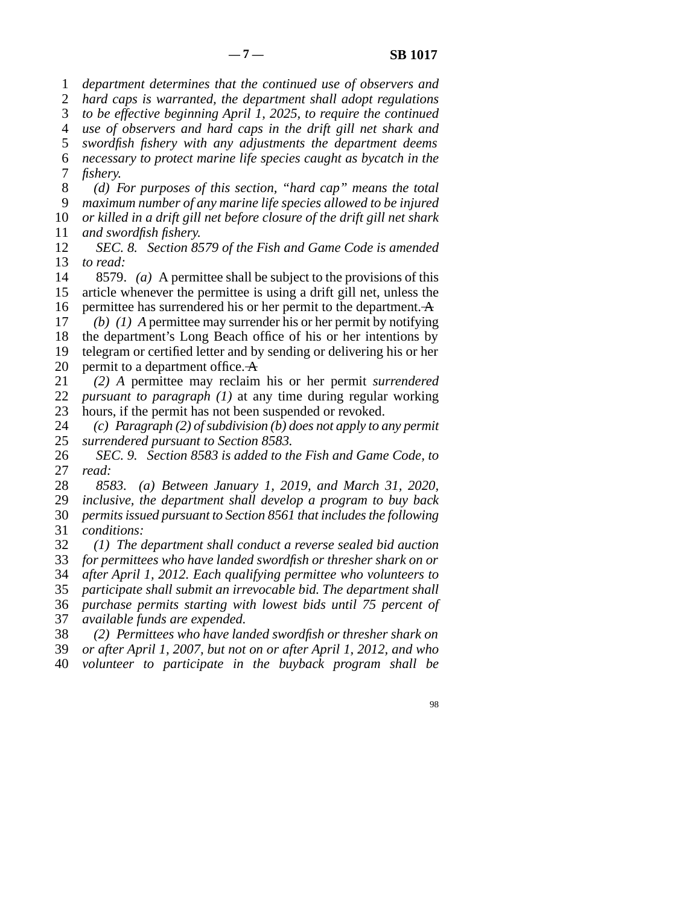*department determines that the continued use of observers and hard caps is warranted, the department shall adopt regulations to be effective beginning April 1, 2025, to require the continued use of observers and hard caps in the drift gill net shark and swordfish fishery with any adjustments the department deems necessary to protect marine life species caught as bycatch in the fishery.*

*(d) For purposes of this section, "hard cap" means the total maximum number of any marine life species allowed to be injured or killed in a drift gill net before closure of the drift gill net shark and swordfish fishery.*

*SEC. 8. Section 8579 of the Fish and Game Code is amended to read:*

8579. *(a)* A permittee shall be subject to the provisions of this article whenever the permittee is using a drift gill net, unless the permittee has surrendered his or her permit to the department. ~~A~~

*(b) (1) A* permittee may surrender his or her permit by notifying the department's Long Beach office of his or her intentions by telegram or certified letter and by sending or delivering his or her permit to a department office. ~~A~~

*(2) A* permittee may reclaim his or her permit *surrendered pursuant to paragraph (1)* at any time during regular working hours, if the permit has not been suspended or revoked.

*(c) Paragraph (2) of subdivision (b) does not apply to any permit surrendered pursuant to Section 8583.*

*SEC. 9. Section 8583 is added to the Fish and Game Code, to read:*

*8583. (a) Between January 1, 2019, and March 31, 2020, inclusive, the department shall develop a program to buy back permits issued pursuant to Section 8561 that includes the following conditions:*

*(1) The department shall conduct a reverse sealed bid auction for permittees who have landed swordfish or thresher shark on or after April 1, 2012. Each qualifying permittee who volunteers to participate shall submit an irrevocable bid. The department shall purchase permits starting with lowest bids until 75 percent of available funds are expended.*

*(2) Permittees who have landed swordfish or thresher shark on or after April 1, 2007, but not on or after April 1, 2012, and who volunteer to participate in the buyback program shall be*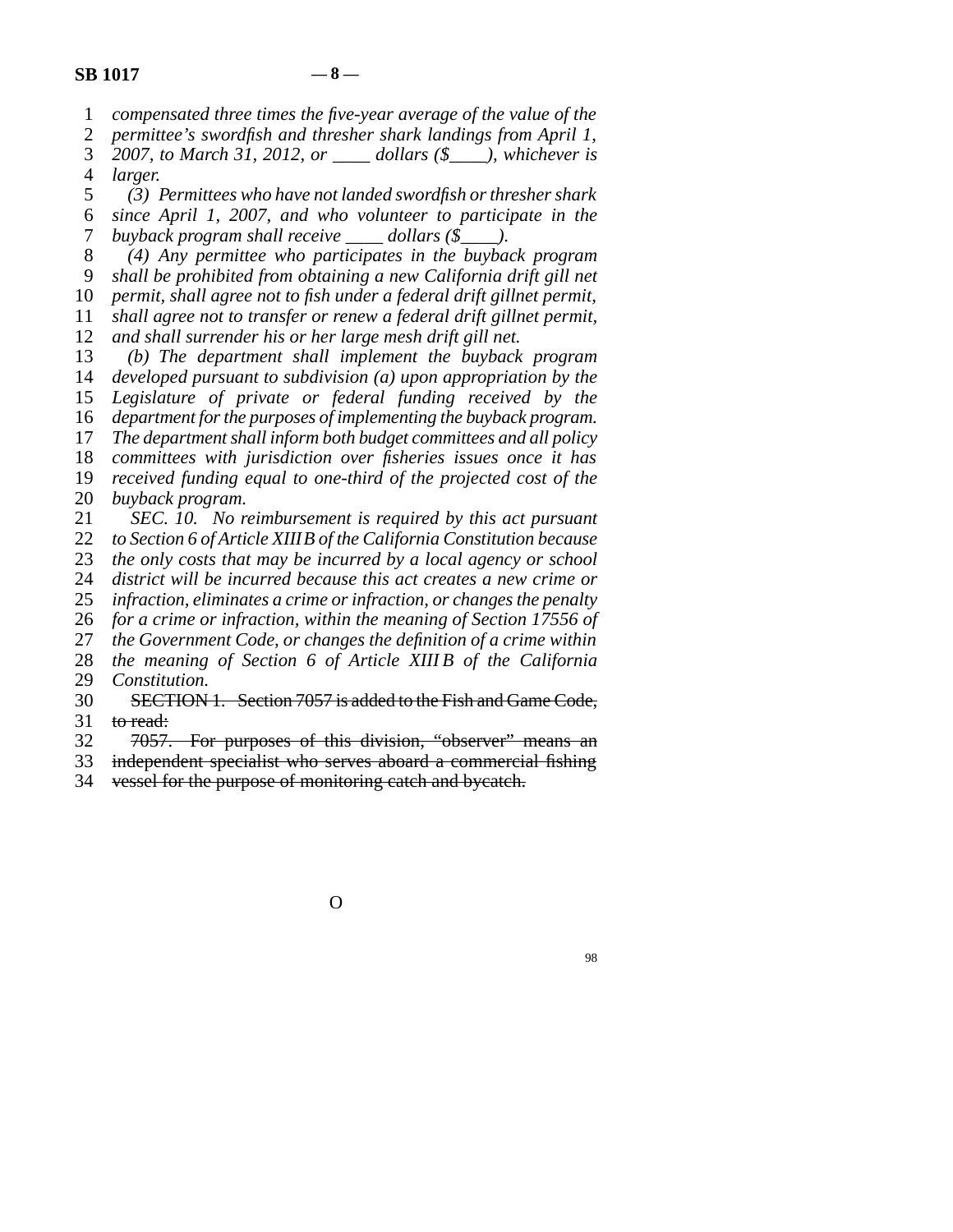*compensated three times the five-year average of the value of the permittee's swordfish and thresher shark landings from April 1, 2007, to March 31, 2012, or ____ dollars ($____), whichever is larger.*

*(3) Permittees who have not landed swordfish or thresher shark since April 1, 2007, and who volunteer to participate in the buyback program shall receive ____ dollars ($____).*

*(4) Any permittee who participates in the buyback program shall be prohibited from obtaining a new California drift gill net permit, shall agree not to fish under a federal drift gillnet permit, shall agree not to transfer or renew a federal drift gillnet permit, and shall surrender his or her large mesh drift gill net.*

*(b) The department shall implement the buyback program developed pursuant to subdivision (a) upon appropriation by the Legislature of private or federal funding received by the department for the purposes of implementing the buyback program. The department shall inform both budget committees and all policy committees with jurisdiction over fisheries issues once it has received funding equal to one-third of the projected cost of the buyback program.*

*SEC. 10. No reimbursement is required by this act pursuant to Section 6 of Article XIII B of the California Constitution because the only costs that may be incurred by a local agency or school district will be incurred because this act creates a new crime or infraction, eliminates a crime or infraction, or changes the penalty for a crime or infraction, within the meaning of Section 17556 of the Government Code, or changes the definition of a crime within the meaning of Section 6 of Article XIII B of the California Constitution.*

~~SECTION 1. Section 7057 is added to the Fish and Game Code, to read:~~

~~7057. For purposes of this division, "observer" means an independent specialist who serves aboard a commercial fishing vessel for the purpose of monitoring catch and bycatch.~~